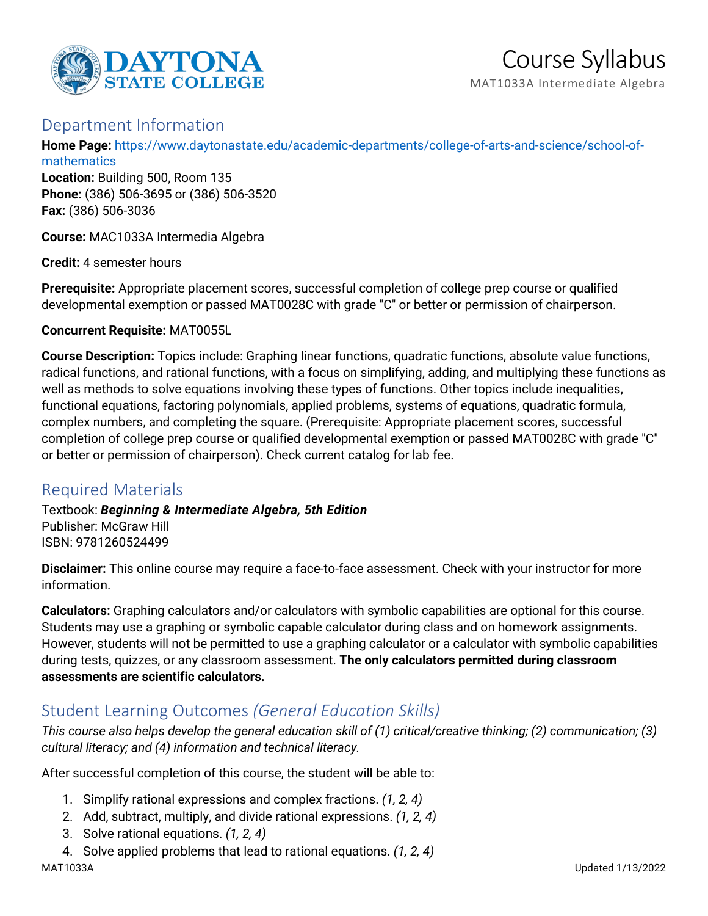# Course Syllabus

MAT1033A Intermediate Algebra

## Department Information

**Home Page:** https://www.daytonastate.edu/academic-departments/college-of-arts-and-science/school-of-mathematics
**Location:** Building 500, Room 135
**Phone:** (386) 506-3695 or (386) 506-3520
**Fax:** (386) 506-3036

**Course:** MAC1033A Intermedia Algebra

**Credit:** 4 semester hours

**Prerequisite:** Appropriate placement scores, successful completion of college prep course or qualified developmental exemption or passed MAT0028C with grade "C" or better or permission of chairperson.

**Concurrent Requisite:** MAT0055L

**Course Description:** Topics include: Graphing linear functions, quadratic functions, absolute value functions, radical functions, and rational functions, with a focus on simplifying, adding, and multiplying these functions as well as methods to solve equations involving these types of functions. Other topics include inequalities, functional equations, factoring polynomials, applied problems, systems of equations, quadratic formula, complex numbers, and completing the square. (Prerequisite: Appropriate placement scores, successful completion of college prep course or qualified developmental exemption or passed MAT0028C with grade "C" or better or permission of chairperson). Check current catalog for lab fee.

## Required Materials

Textbook: ***Beginning & Intermediate Algebra, 5th Edition***
Publisher: McGraw Hill
ISBN: 9781260524499

**Disclaimer:** This online course may require a face-to-face assessment. Check with your instructor for more information.

**Calculators:** Graphing calculators and/or calculators with symbolic capabilities are optional for this course. Students may use a graphing or symbolic capable calculator during class and on homework assignments. However, students will not be permitted to use a graphing calculator or a calculator with symbolic capabilities during tests, quizzes, or any classroom assessment. **The only calculators permitted during classroom assessments are scientific calculators.**

## Student Learning Outcomes *(General Education Skills)*

*This course also helps develop the general education skill of (1) critical/creative thinking; (2) communication; (3) cultural literacy; and (4) information and technical literacy.*

After successful completion of this course, the student will be able to:

1. Simplify rational expressions and complex fractions. *(1, 2, 4)*
2. Add, subtract, multiply, and divide rational expressions. *(1, 2, 4)*
3. Solve rational equations. *(1, 2, 4)*
4. Solve applied problems that lead to rational equations. *(1, 2, 4)*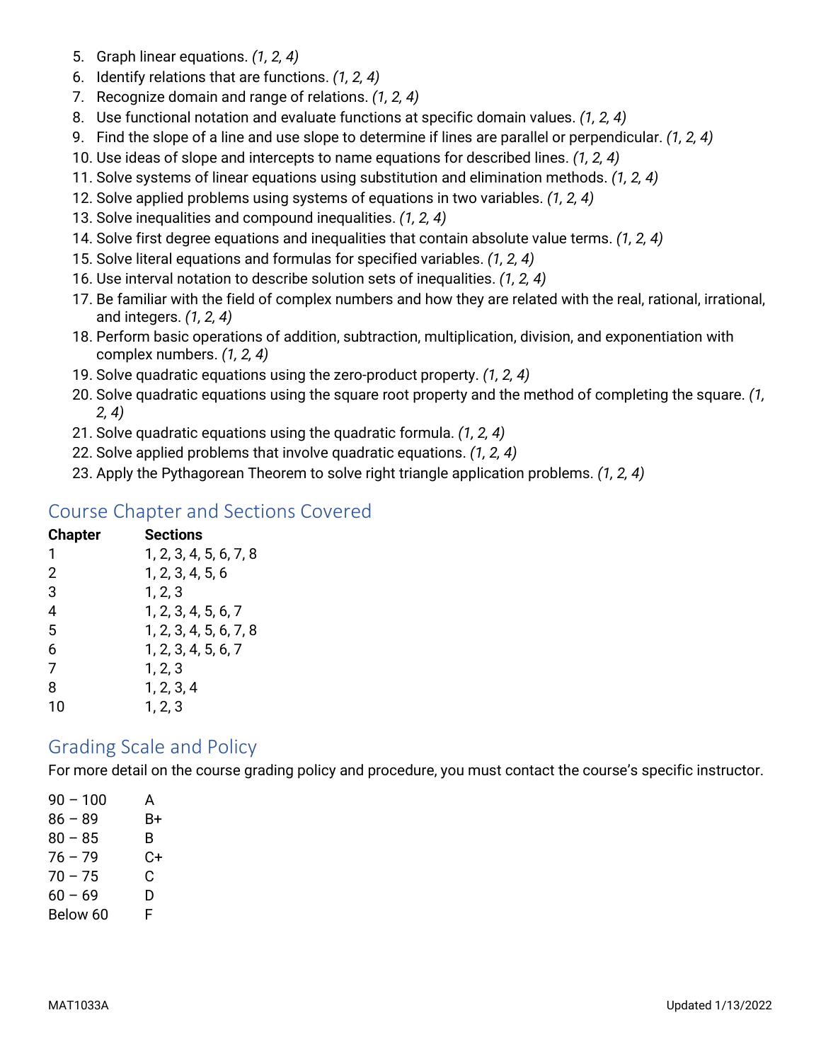5. Graph linear equations. *(1, 2, 4)*
6. Identify relations that are functions. *(1, 2, 4)*
7. Recognize domain and range of relations. *(1, 2, 4)*
8. Use functional notation and evaluate functions at specific domain values. *(1, 2, 4)*
9. Find the slope of a line and use slope to determine if lines are parallel or perpendicular. *(1, 2, 4)*
10. Use ideas of slope and intercepts to name equations for described lines. *(1, 2, 4)*
11. Solve systems of linear equations using substitution and elimination methods. *(1, 2, 4)*
12. Solve applied problems using systems of equations in two variables. *(1, 2, 4)*
13. Solve inequalities and compound inequalities. *(1, 2, 4)*
14. Solve first degree equations and inequalities that contain absolute value terms. *(1, 2, 4)*
15. Solve literal equations and formulas for specified variables. *(1, 2, 4)*
16. Use interval notation to describe solution sets of inequalities. *(1, 2, 4)*
17. Be familiar with the field of complex numbers and how they are related with the real, rational, irrational, and integers. *(1, 2, 4)*
18. Perform basic operations of addition, subtraction, multiplication, division, and exponentiation with complex numbers. *(1, 2, 4)*
19. Solve quadratic equations using the zero-product property. *(1, 2, 4)*
20. Solve quadratic equations using the square root property and the method of completing the square. *(1, 2, 4)*
21. Solve quadratic equations using the quadratic formula. *(1, 2, 4)*
22. Solve applied problems that involve quadratic equations. *(1, 2, 4)*
23. Apply the Pythagorean Theorem to solve right triangle application problems. *(1, 2, 4)*

## Course Chapter and Sections Covered

| Chapter | Sections |
|---|---|
| 1 | 1, 2, 3, 4, 5, 6, 7, 8 |
| 2 | 1, 2, 3, 4, 5, 6 |
| 3 | 1, 2, 3 |
| 4 | 1, 2, 3, 4, 5, 6, 7 |
| 5 | 1, 2, 3, 4, 5, 6, 7, 8 |
| 6 | 1, 2, 3, 4, 5, 6, 7 |
| 7 | 1, 2, 3 |
| 8 | 1, 2, 3, 4 |
| 10 | 1, 2, 3 |

## Grading Scale and Policy

For more detail on the course grading policy and procedure, you must contact the course's specific instructor.

| | |
|---|---|
| 90 – 100 | A |
| 86 – 89 | B+ |
| 80 – 85 | B |
| 76 – 79 | C+ |
| 70 – 75 | C |
| 60 – 69 | D |
| Below 60 | F |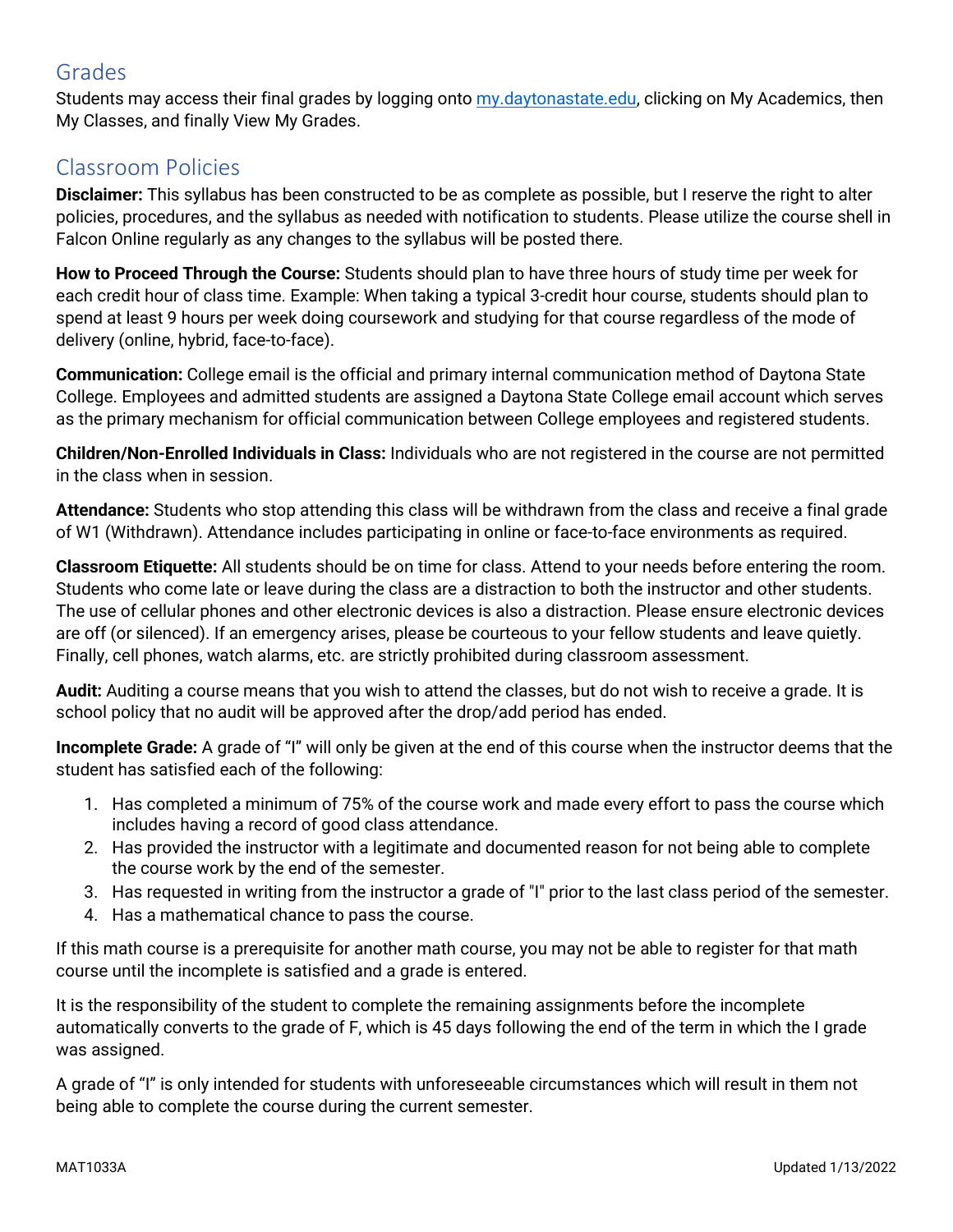## Grades

Students may access their final grades by logging onto [my.daytonastate.edu](my.daytonastate.edu), clicking on My Academics, then My Classes, and finally View My Grades.

## Classroom Policies

**Disclaimer:** This syllabus has been constructed to be as complete as possible, but I reserve the right to alter policies, procedures, and the syllabus as needed with notification to students. Please utilize the course shell in Falcon Online regularly as any changes to the syllabus will be posted there.

**How to Proceed Through the Course:** Students should plan to have three hours of study time per week for each credit hour of class time. Example: When taking a typical 3-credit hour course, students should plan to spend at least 9 hours per week doing coursework and studying for that course regardless of the mode of delivery (online, hybrid, face-to-face).

**Communication:** College email is the official and primary internal communication method of Daytona State College. Employees and admitted students are assigned a Daytona State College email account which serves as the primary mechanism for official communication between College employees and registered students.

**Children/Non-Enrolled Individuals in Class:** Individuals who are not registered in the course are not permitted in the class when in session.

**Attendance:** Students who stop attending this class will be withdrawn from the class and receive a final grade of W1 (Withdrawn). Attendance includes participating in online or face-to-face environments as required.

**Classroom Etiquette:** All students should be on time for class. Attend to your needs before entering the room. Students who come late or leave during the class are a distraction to both the instructor and other students. The use of cellular phones and other electronic devices is also a distraction. Please ensure electronic devices are off (or silenced). If an emergency arises, please be courteous to your fellow students and leave quietly. Finally, cell phones, watch alarms, etc. are strictly prohibited during classroom assessment.

**Audit:** Auditing a course means that you wish to attend the classes, but do not wish to receive a grade. It is school policy that no audit will be approved after the drop/add period has ended.

**Incomplete Grade:** A grade of "I" will only be given at the end of this course when the instructor deems that the student has satisfied each of the following:

1. Has completed a minimum of 75% of the course work and made every effort to pass the course which includes having a record of good class attendance.
2. Has provided the instructor with a legitimate and documented reason for not being able to complete the course work by the end of the semester.
3. Has requested in writing from the instructor a grade of "I" prior to the last class period of the semester.
4. Has a mathematical chance to pass the course.

If this math course is a prerequisite for another math course, you may not be able to register for that math course until the incomplete is satisfied and a grade is entered.

It is the responsibility of the student to complete the remaining assignments before the incomplete automatically converts to the grade of F, which is 45 days following the end of the term in which the I grade was assigned.

A grade of "I" is only intended for students with unforeseeable circumstances which will result in them not being able to complete the course during the current semester.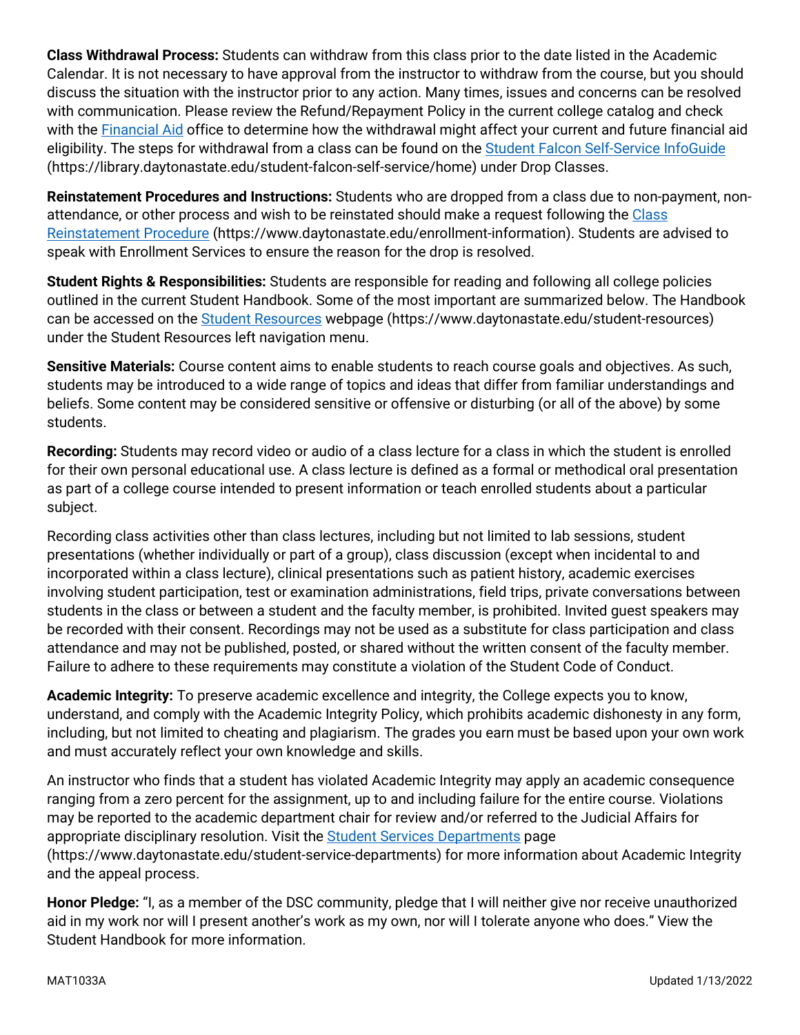**Class Withdrawal Process:** Students can withdraw from this class prior to the date listed in the Academic Calendar. It is not necessary to have approval from the instructor to withdraw from the course, but you should discuss the situation with the instructor prior to any action. Many times, issues and concerns can be resolved with communication. Please review the Refund/Repayment Policy in the current college catalog and check with the Financial Aid office to determine how the withdrawal might affect your current and future financial aid eligibility. The steps for withdrawal from a class can be found on the Student Falcon Self-Service InfoGuide (https://library.daytonastate.edu/student-falcon-self-service/home) under Drop Classes.

**Reinstatement Procedures and Instructions:** Students who are dropped from a class due to non-payment, non-attendance, or other process and wish to be reinstated should make a request following the Class Reinstatement Procedure (https://www.daytonastate.edu/enrollment-information). Students are advised to speak with Enrollment Services to ensure the reason for the drop is resolved.

**Student Rights & Responsibilities:** Students are responsible for reading and following all college policies outlined in the current Student Handbook. Some of the most important are summarized below. The Handbook can be accessed on the Student Resources webpage (https://www.daytonastate.edu/student-resources) under the Student Resources left navigation menu.

**Sensitive Materials:** Course content aims to enable students to reach course goals and objectives. As such, students may be introduced to a wide range of topics and ideas that differ from familiar understandings and beliefs. Some content may be considered sensitive or offensive or disturbing (or all of the above) by some students.

**Recording:** Students may record video or audio of a class lecture for a class in which the student is enrolled for their own personal educational use. A class lecture is defined as a formal or methodical oral presentation as part of a college course intended to present information or teach enrolled students about a particular subject.

Recording class activities other than class lectures, including but not limited to lab sessions, student presentations (whether individually or part of a group), class discussion (except when incidental to and incorporated within a class lecture), clinical presentations such as patient history, academic exercises involving student participation, test or examination administrations, field trips, private conversations between students in the class or between a student and the faculty member, is prohibited. Invited guest speakers may be recorded with their consent. Recordings may not be used as a substitute for class participation and class attendance and may not be published, posted, or shared without the written consent of the faculty member. Failure to adhere to these requirements may constitute a violation of the Student Code of Conduct.

**Academic Integrity:** To preserve academic excellence and integrity, the College expects you to know, understand, and comply with the Academic Integrity Policy, which prohibits academic dishonesty in any form, including, but not limited to cheating and plagiarism. The grades you earn must be based upon your own work and must accurately reflect your own knowledge and skills.

An instructor who finds that a student has violated Academic Integrity may apply an academic consequence ranging from a zero percent for the assignment, up to and including failure for the entire course. Violations may be reported to the academic department chair for review and/or referred to the Judicial Affairs for appropriate disciplinary resolution. Visit the Student Services Departments page (https://www.daytonastate.edu/student-service-departments) for more information about Academic Integrity and the appeal process.

**Honor Pledge:** "I, as a member of the DSC community, pledge that I will neither give nor receive unauthorized aid in my work nor will I present another's work as my own, nor will I tolerate anyone who does." View the Student Handbook for more information.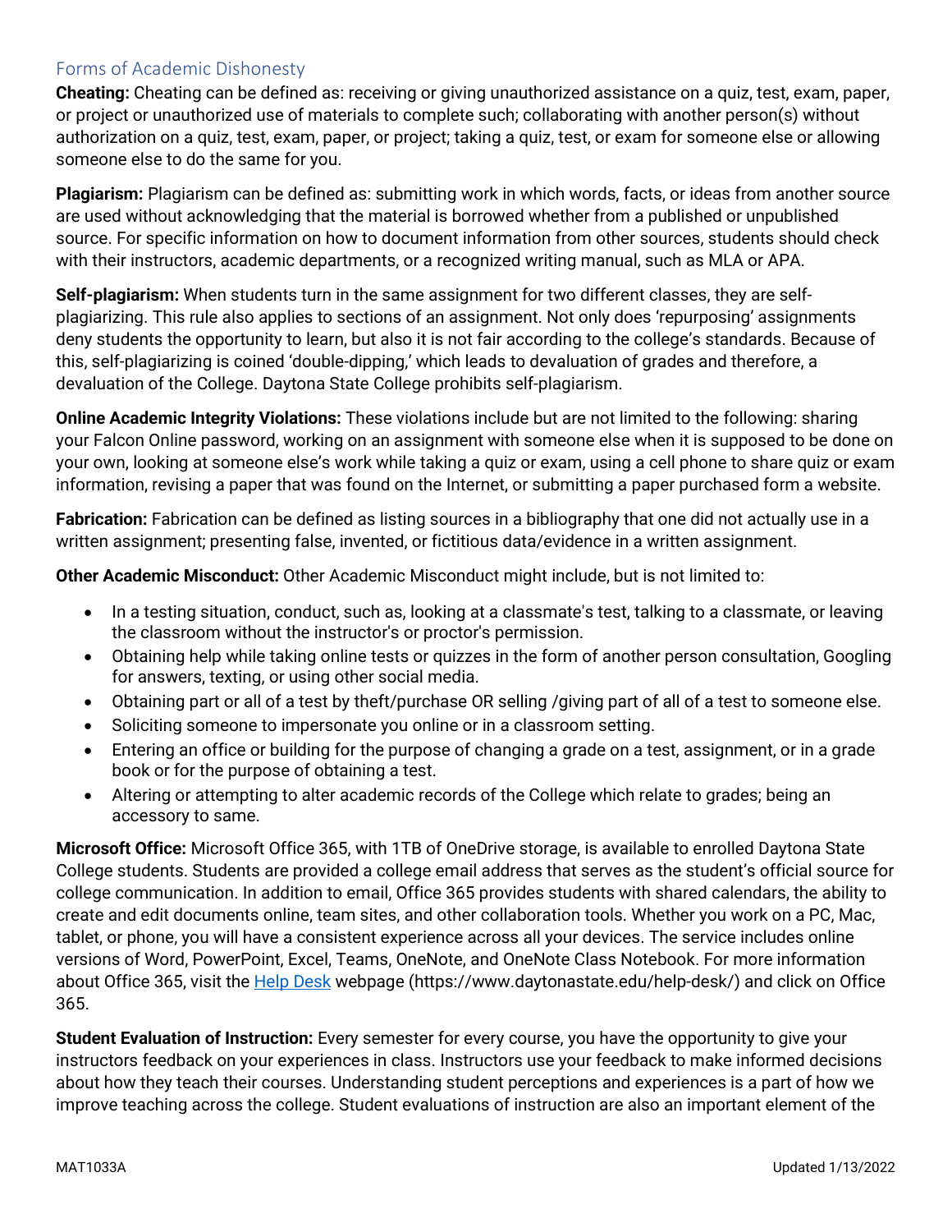## Forms of Academic Dishonesty

**Cheating:** Cheating can be defined as: receiving or giving unauthorized assistance on a quiz, test, exam, paper, or project or unauthorized use of materials to complete such; collaborating with another person(s) without authorization on a quiz, test, exam, paper, or project; taking a quiz, test, or exam for someone else or allowing someone else to do the same for you.

**Plagiarism:** Plagiarism can be defined as: submitting work in which words, facts, or ideas from another source are used without acknowledging that the material is borrowed whether from a published or unpublished source. For specific information on how to document information from other sources, students should check with their instructors, academic departments, or a recognized writing manual, such as MLA or APA.

**Self-plagiarism:** When students turn in the same assignment for two different classes, they are self-plagiarizing. This rule also applies to sections of an assignment. Not only does 'repurposing' assignments deny students the opportunity to learn, but also it is not fair according to the college's standards. Because of this, self-plagiarizing is coined 'double-dipping,' which leads to devaluation of grades and therefore, a devaluation of the College. Daytona State College prohibits self-plagiarism.

**Online Academic Integrity Violations:** These violations include but are not limited to the following: sharing your Falcon Online password, working on an assignment with someone else when it is supposed to be done on your own, looking at someone else's work while taking a quiz or exam, using a cell phone to share quiz or exam information, revising a paper that was found on the Internet, or submitting a paper purchased form a website.

**Fabrication:** Fabrication can be defined as listing sources in a bibliography that one did not actually use in a written assignment; presenting false, invented, or fictitious data/evidence in a written assignment.

**Other Academic Misconduct:** Other Academic Misconduct might include, but is not limited to:

- In a testing situation, conduct, such as, looking at a classmate's test, talking to a classmate, or leaving the classroom without the instructor's or proctor's permission.
- Obtaining help while taking online tests or quizzes in the form of another person consultation, Googling for answers, texting, or using other social media.
- Obtaining part or all of a test by theft/purchase OR selling /giving part of all of a test to someone else.
- Soliciting someone to impersonate you online or in a classroom setting.
- Entering an office or building for the purpose of changing a grade on a test, assignment, or in a grade book or for the purpose of obtaining a test.
- Altering or attempting to alter academic records of the College which relate to grades; being an accessory to same.

**Microsoft Office:** Microsoft Office 365, with 1TB of OneDrive storage, is available to enrolled Daytona State College students. Students are provided a college email address that serves as the student's official source for college communication. In addition to email, Office 365 provides students with shared calendars, the ability to create and edit documents online, team sites, and other collaboration tools. Whether you work on a PC, Mac, tablet, or phone, you will have a consistent experience across all your devices. The service includes online versions of Word, PowerPoint, Excel, Teams, OneNote, and OneNote Class Notebook. For more information about Office 365, visit the [Help Desk](https://www.daytonastate.edu/help-desk/) webpage (https://www.daytonastate.edu/help-desk/) and click on Office 365.

**Student Evaluation of Instruction:** Every semester for every course, you have the opportunity to give your instructors feedback on your experiences in class. Instructors use your feedback to make informed decisions about how they teach their courses. Understanding student perceptions and experiences is a part of how we improve teaching across the college. Student evaluations of instruction are also an important element of the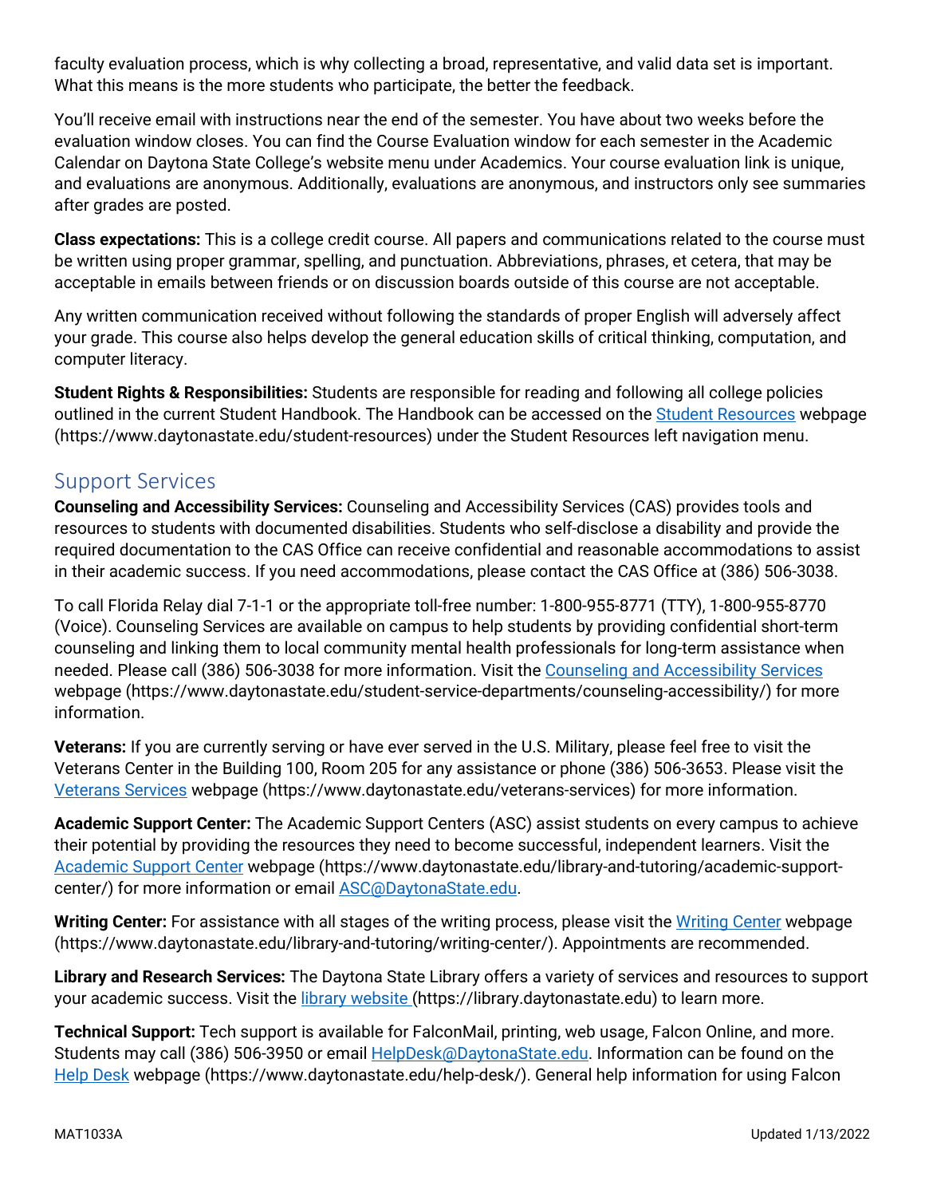faculty evaluation process, which is why collecting a broad, representative, and valid data set is important. What this means is the more students who participate, the better the feedback.

You'll receive email with instructions near the end of the semester. You have about two weeks before the evaluation window closes. You can find the Course Evaluation window for each semester in the Academic Calendar on Daytona State College's website menu under Academics. Your course evaluation link is unique, and evaluations are anonymous. Additionally, evaluations are anonymous, and instructors only see summaries after grades are posted.

**Class expectations:** This is a college credit course. All papers and communications related to the course must be written using proper grammar, spelling, and punctuation. Abbreviations, phrases, et cetera, that may be acceptable in emails between friends or on discussion boards outside of this course are not acceptable.

Any written communication received without following the standards of proper English will adversely affect your grade. This course also helps develop the general education skills of critical thinking, computation, and computer literacy.

**Student Rights & Responsibilities:** Students are responsible for reading and following all college policies outlined in the current Student Handbook. The Handbook can be accessed on the [Student Resources](https://www.daytonastate.edu/student-resources) webpage (https://www.daytonastate.edu/student-resources) under the Student Resources left navigation menu.

## Support Services

**Counseling and Accessibility Services:** Counseling and Accessibility Services (CAS) provides tools and resources to students with documented disabilities. Students who self-disclose a disability and provide the required documentation to the CAS Office can receive confidential and reasonable accommodations to assist in their academic success. If you need accommodations, please contact the CAS Office at (386) 506-3038.

To call Florida Relay dial 7-1-1 or the appropriate toll-free number: 1-800-955-8771 (TTY), 1-800-955-8770 (Voice). Counseling Services are available on campus to help students by providing confidential short-term counseling and linking them to local community mental health professionals for long-term assistance when needed. Please call (386) 506-3038 for more information. Visit the [Counseling and Accessibility Services](https://www.daytonastate.edu/student-service-departments/counseling-accessibility/) webpage (https://www.daytonastate.edu/student-service-departments/counseling-accessibility/) for more information.

**Veterans:** If you are currently serving or have ever served in the U.S. Military, please feel free to visit the Veterans Center in the Building 100, Room 205 for any assistance or phone (386) 506-3653. Please visit the [Veterans Services](https://www.daytonastate.edu/veterans-services) webpage (https://www.daytonastate.edu/veterans-services) for more information.

**Academic Support Center:** The Academic Support Centers (ASC) assist students on every campus to achieve their potential by providing the resources they need to become successful, independent learners. Visit the [Academic Support Center](https://www.daytonastate.edu/library-and-tutoring/academic-support-center/) webpage (https://www.daytonastate.edu/library-and-tutoring/academic-support-center/) for more information or email [ASC@DaytonaState.edu](mailto:ASC@DaytonaState.edu).

**Writing Center:** For assistance with all stages of the writing process, please visit the [Writing Center](https://www.daytonastate.edu/library-and-tutoring/writing-center/) webpage (https://www.daytonastate.edu/library-and-tutoring/writing-center/). Appointments are recommended.

**Library and Research Services:** The Daytona State Library offers a variety of services and resources to support your academic success. Visit the [library website](https://library.daytonastate.edu) (https://library.daytonastate.edu) to learn more.

**Technical Support:** Tech support is available for FalconMail, printing, web usage, Falcon Online, and more. Students may call (386) 506-3950 or email [HelpDesk@DaytonaState.edu](mailto:HelpDesk@DaytonaState.edu). Information can be found on the [Help Desk](https://www.daytonastate.edu/help-desk/) webpage (https://www.daytonastate.edu/help-desk/). General help information for using Falcon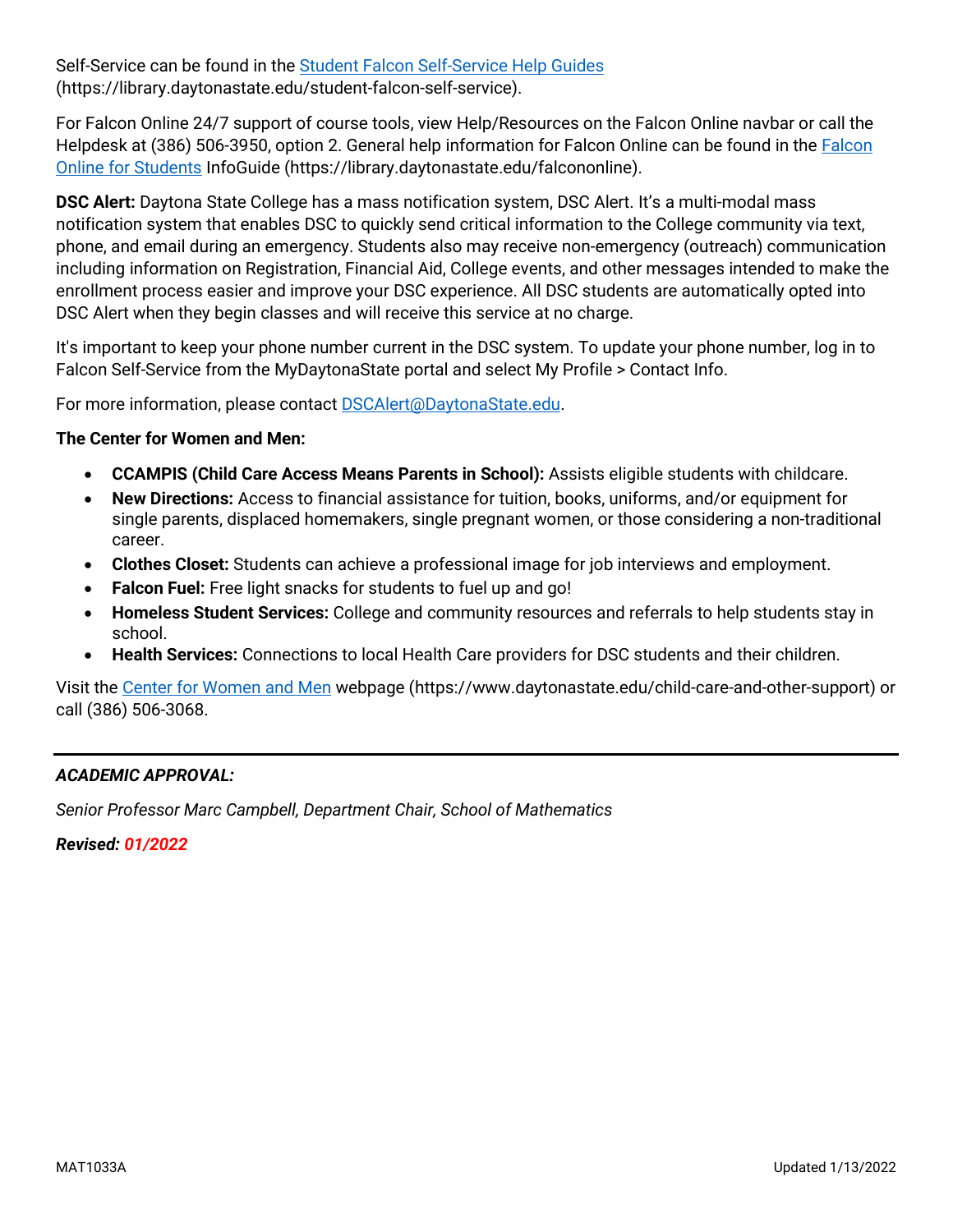Self-Service can be found in the [Student Falcon Self-Service Help Guides](https://library.daytonastate.edu/student-falcon-self-service) (https://library.daytonastate.edu/student-falcon-self-service).

For Falcon Online 24/7 support of course tools, view Help/Resources on the Falcon Online navbar or call the Helpdesk at (386) 506-3950, option 2. General help information for Falcon Online can be found in the [Falcon Online for Students](https://library.daytonastate.edu/falcononline) InfoGuide (https://library.daytonastate.edu/falcononline).

**DSC Alert:** Daytona State College has a mass notification system, DSC Alert. It's a multi-modal mass notification system that enables DSC to quickly send critical information to the College community via text, phone, and email during an emergency. Students also may receive non-emergency (outreach) communication including information on Registration, Financial Aid, College events, and other messages intended to make the enrollment process easier and improve your DSC experience. All DSC students are automatically opted into DSC Alert when they begin classes and will receive this service at no charge.

It's important to keep your phone number current in the DSC system. To update your phone number, log in to Falcon Self-Service from the MyDaytonaState portal and select My Profile > Contact Info.

For more information, please contact [DSCAlert@DaytonaState.edu](mailto:DSCAlert@DaytonaState.edu).

**The Center for Women and Men:**

- **CCAMPIS (Child Care Access Means Parents in School):** Assists eligible students with childcare.
- **New Directions:** Access to financial assistance for tuition, books, uniforms, and/or equipment for single parents, displaced homemakers, single pregnant women, or those considering a non-traditional career.
- **Clothes Closet:** Students can achieve a professional image for job interviews and employment.
- **Falcon Fuel:** Free light snacks for students to fuel up and go!
- **Homeless Student Services:** College and community resources and referrals to help students stay in school.
- **Health Services:** Connections to local Health Care providers for DSC students and their children.

Visit the [Center for Women and Men](https://www.daytonastate.edu/child-care-and-other-support) webpage (https://www.daytonastate.edu/child-care-and-other-support) or call (386) 506-3068.

---

***ACADEMIC APPROVAL:***

*Senior Professor Marc Campbell, Department Chair, School of Mathematics*

***Revised: 01/2022***